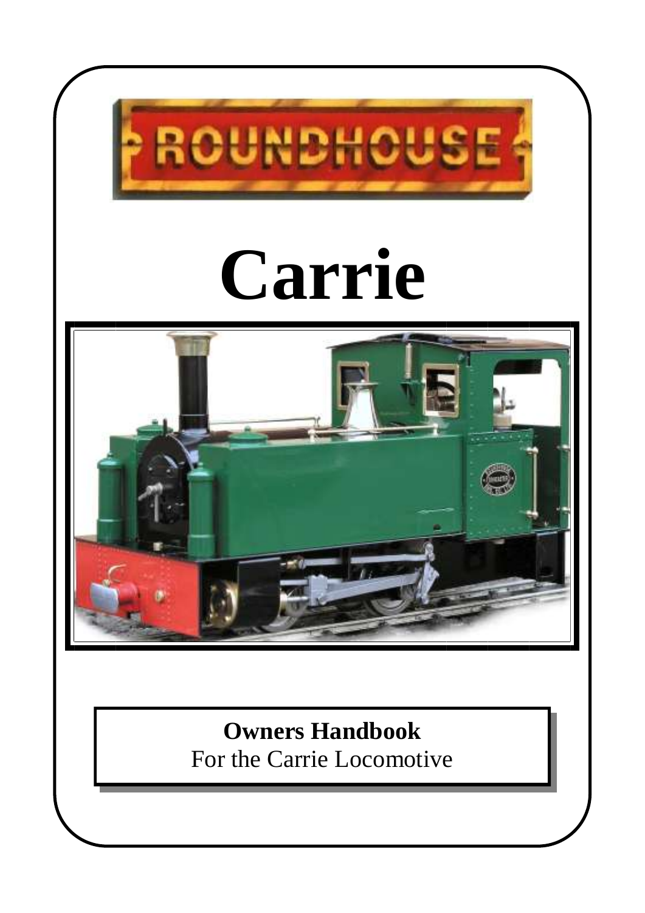ROUNDHOUSE

# Carrie

**Owners Handbook**
For the Carrie Locomotive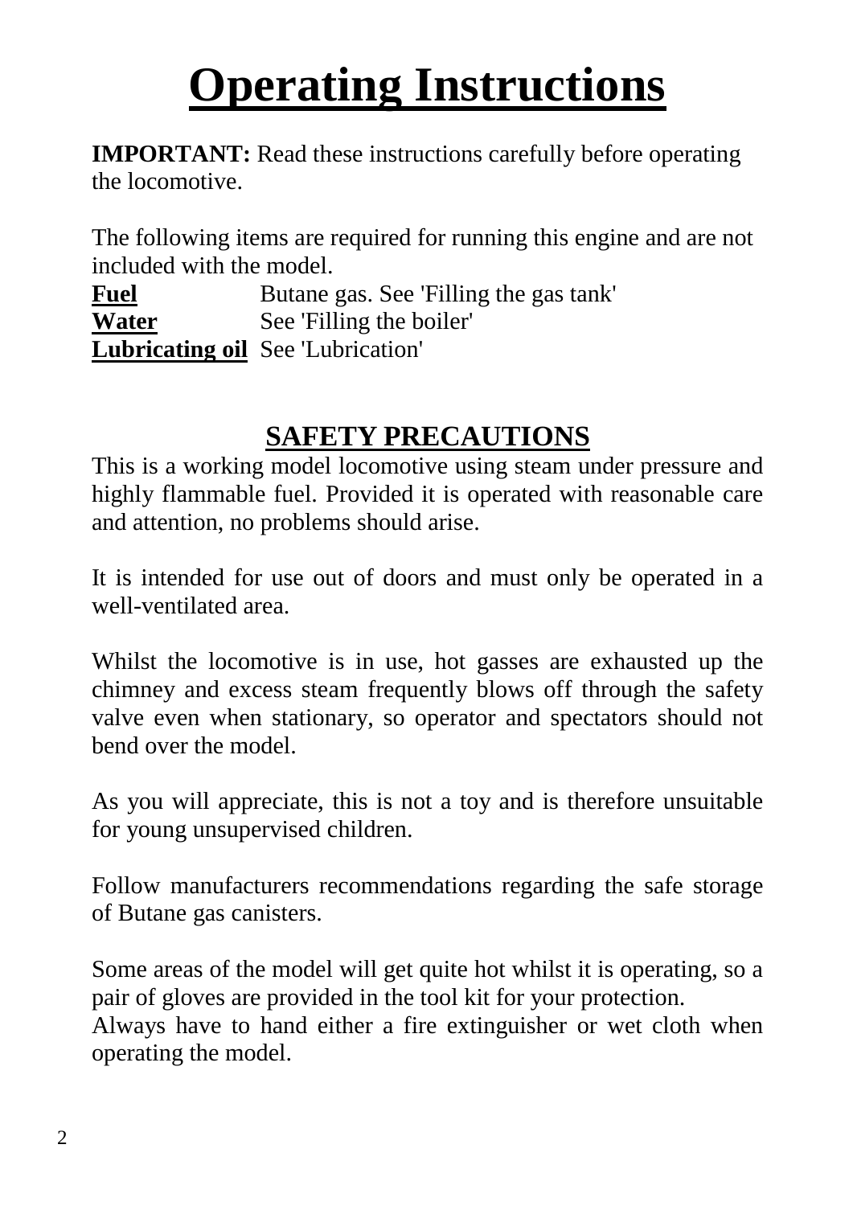# Operating Instructions

**IMPORTANT:** Read these instructions carefully before operating the locomotive.

The following items are required for running this engine and are not included with the model.

| | |
|---|---|
| **Fuel** | Butane gas. See 'Filling the gas tank' |
| **Water** | See 'Filling the boiler' |
| **Lubricating oil** | See 'Lubrication' |

## SAFETY PRECAUTIONS

This is a working model locomotive using steam under pressure and highly flammable fuel. Provided it is operated with reasonable care and attention, no problems should arise.

It is intended for use out of doors and must only be operated in a well-ventilated area.

Whilst the locomotive is in use, hot gasses are exhausted up the chimney and excess steam frequently blows off through the safety valve even when stationary, so operator and spectators should not bend over the model.

As you will appreciate, this is not a toy and is therefore unsuitable for young unsupervised children.

Follow manufacturers recommendations regarding the safe storage of Butane gas canisters.

Some areas of the model will get quite hot whilst it is operating, so a pair of gloves are provided in the tool kit for your protection.
Always have to hand either a fire extinguisher or wet cloth when operating the model.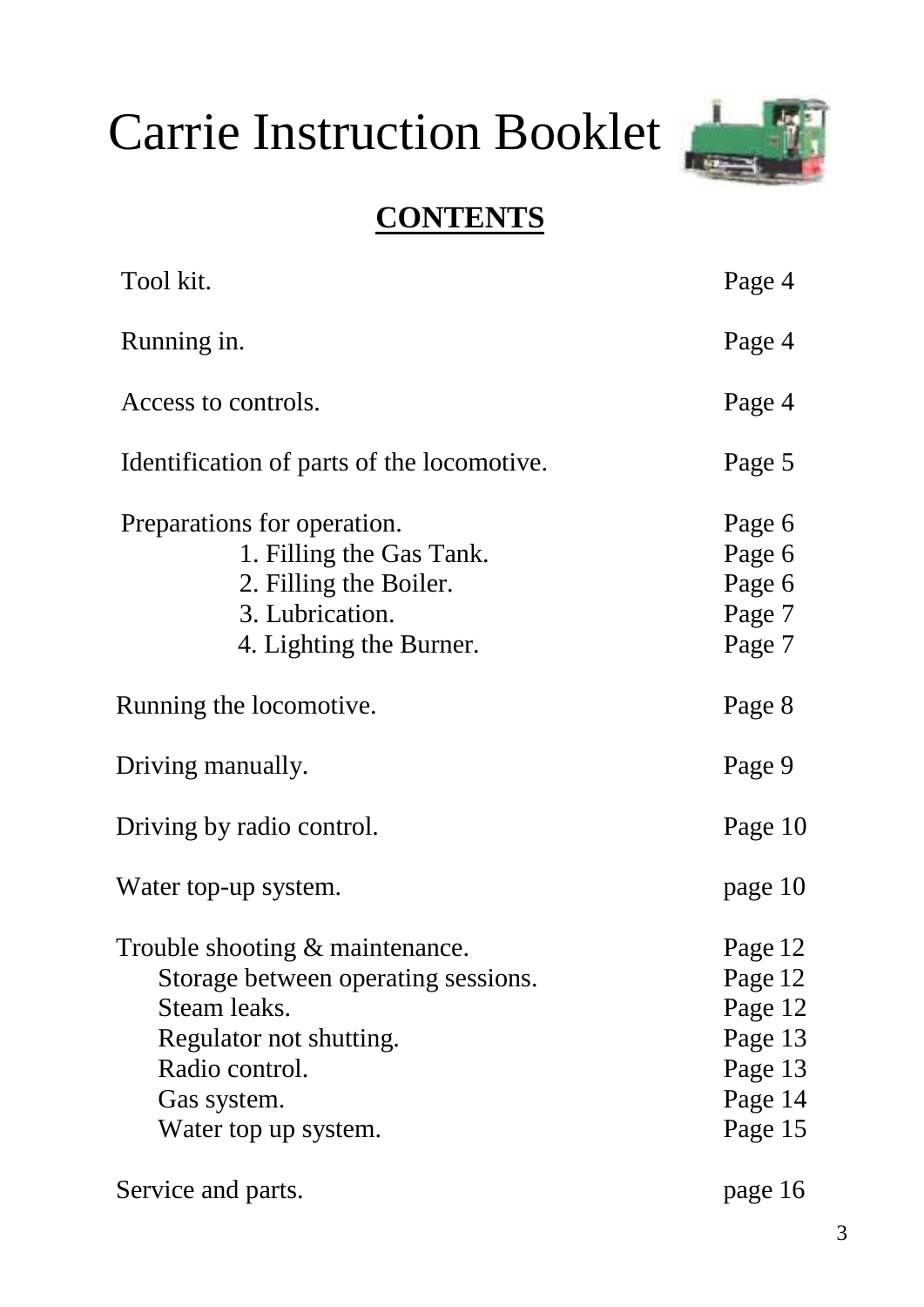# Carrie Instruction Booklet

## CONTENTS

| | |
|---|---|
| Tool kit. | Page 4 |
| Running in. | Page 4 |
| Access to controls. | Page 4 |
| Identification of parts of the locomotive. | Page 5 |
| Preparations for operation. | Page 6 |
| 1. Filling the Gas Tank. | Page 6 |
| 2. Filling the Boiler. | Page 6 |
| 3. Lubrication. | Page 7 |
| 4. Lighting the Burner. | Page 7 |
| Running the locomotive. | Page 8 |
| Driving manually. | Page 9 |
| Driving by radio control. | Page 10 |
| Water top-up system. | page 10 |
| Trouble shooting & maintenance. | Page 12 |
| Storage between operating sessions. | Page 12 |
| Steam leaks. | Page 12 |
| Regulator not shutting. | Page 13 |
| Radio control. | Page 13 |
| Gas system. | Page 14 |
| Water top up system. | Page 15 |
| Service and parts. | page 16 |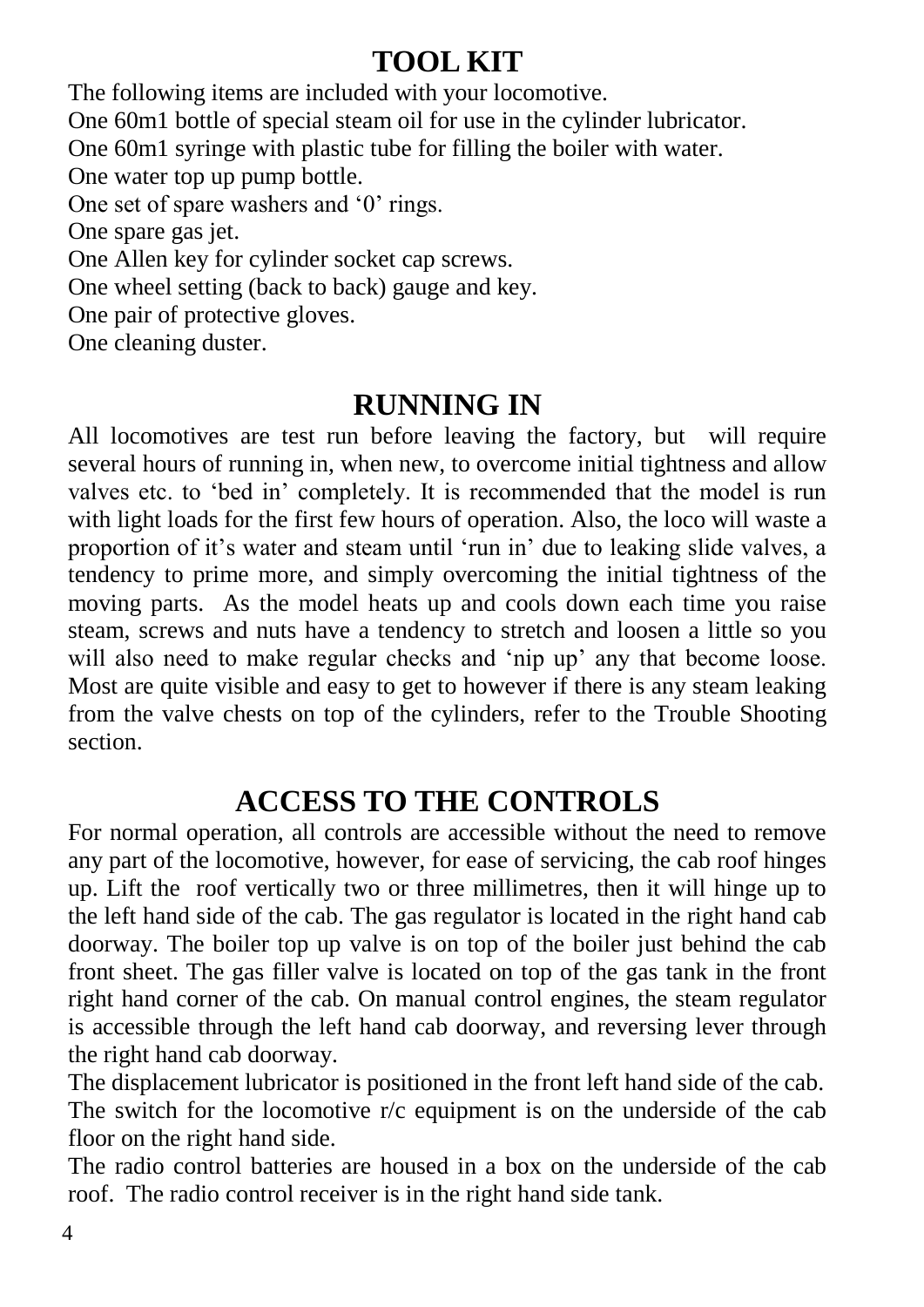# TOOL KIT

The following items are included with your locomotive.
One 60m1 bottle of special steam oil for use in the cylinder lubricator.
One 60m1 syringe with plastic tube for filling the boiler with water.
One water top up pump bottle.
One set of spare washers and '0' rings.
One spare gas jet.
One Allen key for cylinder socket cap screws.
One wheel setting (back to back) gauge and key.
One pair of protective gloves.
One cleaning duster.

# RUNNING IN

All locomotives are test run before leaving the factory, but will require several hours of running in, when new, to overcome initial tightness and allow valves etc. to 'bed in' completely. It is recommended that the model is run with light loads for the first few hours of operation. Also, the loco will waste a proportion of it's water and steam until 'run in' due to leaking slide valves, a tendency to prime more, and simply overcoming the initial tightness of the moving parts. As the model heats up and cools down each time you raise steam, screws and nuts have a tendency to stretch and loosen a little so you will also need to make regular checks and 'nip up' any that become loose. Most are quite visible and easy to get to however if there is any steam leaking from the valve chests on top of the cylinders, refer to the Trouble Shooting section.

# ACCESS TO THE CONTROLS

For normal operation, all controls are accessible without the need to remove any part of the locomotive, however, for ease of servicing, the cab roof hinges up. Lift the roof vertically two or three millimetres, then it will hinge up to the left hand side of the cab. The gas regulator is located in the right hand cab doorway. The boiler top up valve is on top of the boiler just behind the cab front sheet. The gas filler valve is located on top of the gas tank in the front right hand corner of the cab. On manual control engines, the steam regulator is accessible through the left hand cab doorway, and reversing lever through the right hand cab doorway.

The displacement lubricator is positioned in the front left hand side of the cab.

The switch for the locomotive r/c equipment is on the underside of the cab floor on the right hand side.

The radio control batteries are housed in a box on the underside of the cab roof. The radio control receiver is in the right hand side tank.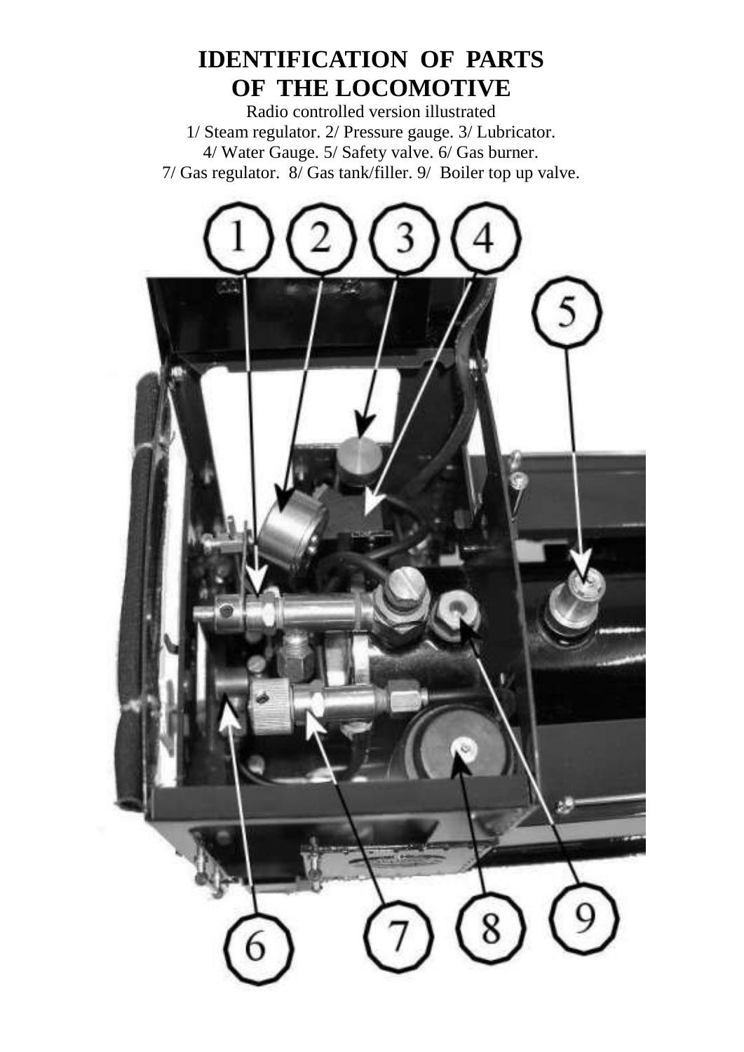# IDENTIFICATION OF PARTS OF THE LOCOMOTIVE

Radio controlled version illustrated

1/ Steam regulator. 2/ Pressure gauge. 3/ Lubricator.
4/ Water Gauge. 5/ Safety valve. 6/ Gas burner.
7/ Gas regulator. 8/ Gas tank/filler. 9/ Boiler top up valve.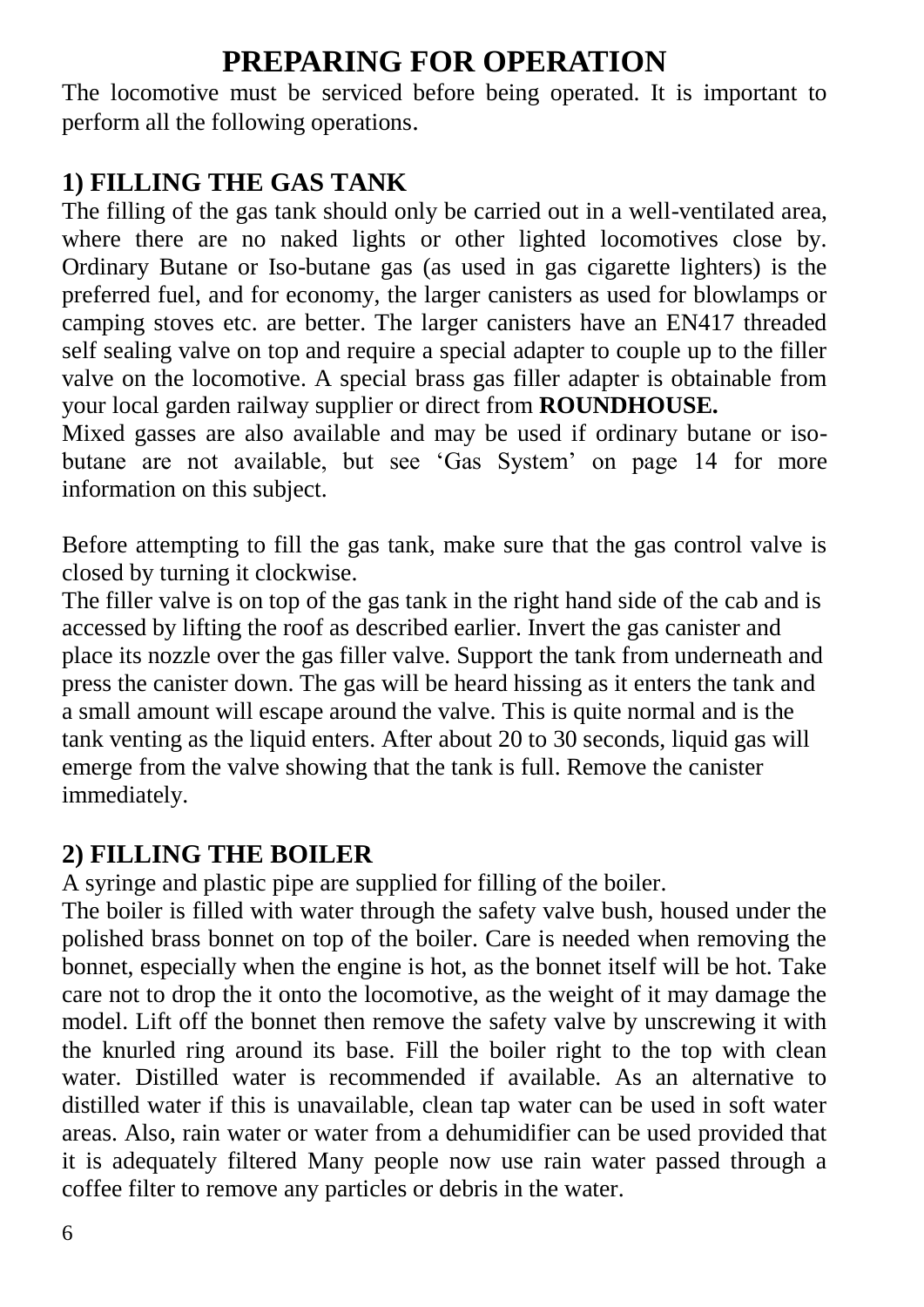# PREPARING FOR OPERATION

The locomotive must be serviced before being operated. It is important to perform all the following operations.

## 1) FILLING THE GAS TANK

The filling of the gas tank should only be carried out in a well-ventilated area, where there are no naked lights or other lighted locomotives close by. Ordinary Butane or Iso-butane gas (as used in gas cigarette lighters) is the preferred fuel, and for economy, the larger canisters as used for blowlamps or camping stoves etc. are better. The larger canisters have an EN417 threaded self sealing valve on top and require a special adapter to couple up to the filler valve on the locomotive. A special brass gas filler adapter is obtainable from your local garden railway supplier or direct from **ROUNDHOUSE.**

Mixed gasses are also available and may be used if ordinary butane or iso-butane are not available, but see 'Gas System' on page 14 for more information on this subject.

Before attempting to fill the gas tank, make sure that the gas control valve is closed by turning it clockwise.

The filler valve is on top of the gas tank in the right hand side of the cab and is accessed by lifting the roof as described earlier. Invert the gas canister and place its nozzle over the gas filler valve. Support the tank from underneath and press the canister down. The gas will be heard hissing as it enters the tank and a small amount will escape around the valve. This is quite normal and is the tank venting as the liquid enters. After about 20 to 30 seconds, liquid gas will emerge from the valve showing that the tank is full. Remove the canister immediately.

## 2) FILLING THE BOILER

A syringe and plastic pipe are supplied for filling of the boiler.

The boiler is filled with water through the safety valve bush, housed under the polished brass bonnet on top of the boiler. Care is needed when removing the bonnet, especially when the engine is hot, as the bonnet itself will be hot. Take care not to drop the it onto the locomotive, as the weight of it may damage the model. Lift off the bonnet then remove the safety valve by unscrewing it with the knurled ring around its base. Fill the boiler right to the top with clean water. Distilled water is recommended if available. As an alternative to distilled water if this is unavailable, clean tap water can be used in soft water areas. Also, rain water or water from a dehumidifier can be used provided that it is adequately filtered Many people now use rain water passed through a coffee filter to remove any particles or debris in the water.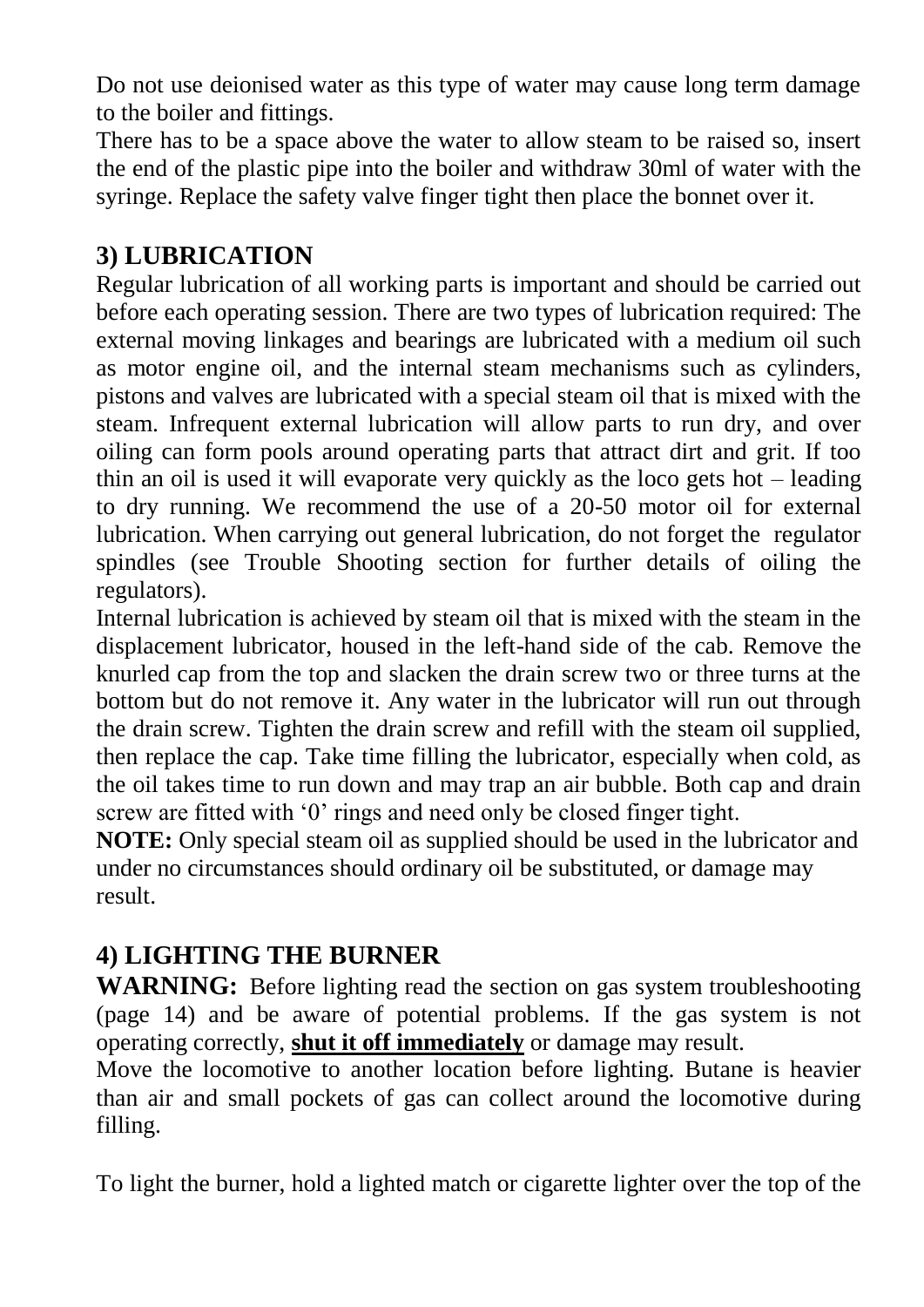Do not use deionised water as this type of water may cause long term damage to the boiler and fittings.

There has to be a space above the water to allow steam to be raised so, insert the end of the plastic pipe into the boiler and withdraw 30ml of water with the syringe. Replace the safety valve finger tight then place the bonnet over it.

## 3) LUBRICATION

Regular lubrication of all working parts is important and should be carried out before each operating session. There are two types of lubrication required: The external moving linkages and bearings are lubricated with a medium oil such as motor engine oil, and the internal steam mechanisms such as cylinders, pistons and valves are lubricated with a special steam oil that is mixed with the steam. Infrequent external lubrication will allow parts to run dry, and over oiling can form pools around operating parts that attract dirt and grit. If too thin an oil is used it will evaporate very quickly as the loco gets hot – leading to dry running. We recommend the use of a 20-50 motor oil for external lubrication. When carrying out general lubrication, do not forget the regulator spindles (see Trouble Shooting section for further details of oiling the regulators).

Internal lubrication is achieved by steam oil that is mixed with the steam in the displacement lubricator, housed in the left-hand side of the cab. Remove the knurled cap from the top and slacken the drain screw two or three turns at the bottom but do not remove it. Any water in the lubricator will run out through the drain screw. Tighten the drain screw and refill with the steam oil supplied, then replace the cap. Take time filling the lubricator, especially when cold, as the oil takes time to run down and may trap an air bubble. Both cap and drain screw are fitted with '0' rings and need only be closed finger tight.

**NOTE:** Only special steam oil as supplied should be used in the lubricator and under no circumstances should ordinary oil be substituted, or damage may result.

## 4) LIGHTING THE BURNER

**WARNING:** Before lighting read the section on gas system troubleshooting (page 14) and be aware of potential problems. If the gas system is not operating correctly, <u>**shut it off immediately**</u> or damage may result.

Move the locomotive to another location before lighting. Butane is heavier than air and small pockets of gas can collect around the locomotive during filling.

To light the burner, hold a lighted match or cigarette lighter over the top of the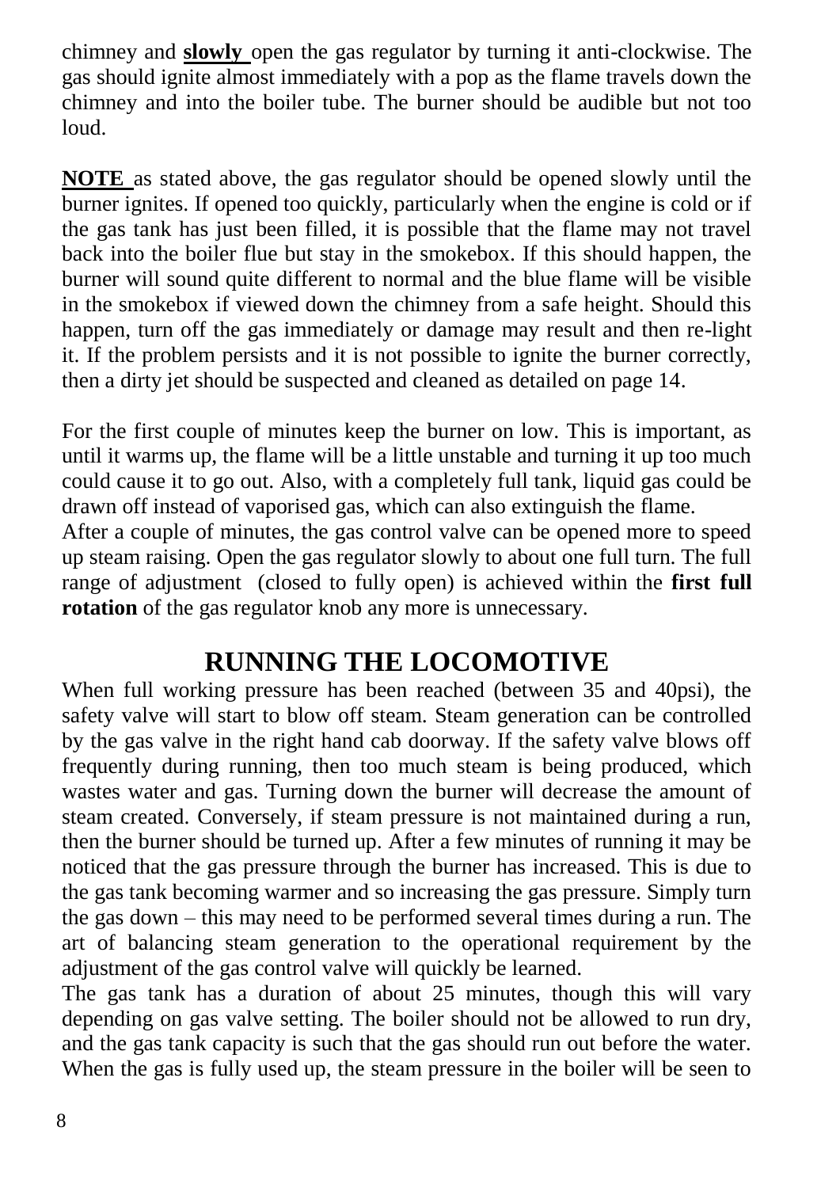chimney and **slowly** open the gas regulator by turning it anti-clockwise. The gas should ignite almost immediately with a pop as the flame travels down the chimney and into the boiler tube. The burner should be audible but not too loud.

**NOTE** as stated above, the gas regulator should be opened slowly until the burner ignites. If opened too quickly, particularly when the engine is cold or if the gas tank has just been filled, it is possible that the flame may not travel back into the boiler flue but stay in the smokebox. If this should happen, the burner will sound quite different to normal and the blue flame will be visible in the smokebox if viewed down the chimney from a safe height. Should this happen, turn off the gas immediately or damage may result and then re-light it. If the problem persists and it is not possible to ignite the burner correctly, then a dirty jet should be suspected and cleaned as detailed on page 14.

For the first couple of minutes keep the burner on low. This is important, as until it warms up, the flame will be a little unstable and turning it up too much could cause it to go out. Also, with a completely full tank, liquid gas could be drawn off instead of vaporised gas, which can also extinguish the flame.
After a couple of minutes, the gas control valve can be opened more to speed up steam raising. Open the gas regulator slowly to about one full turn. The full range of adjustment (closed to fully open) is achieved within the **first full rotation** of the gas regulator knob any more is unnecessary.

## RUNNING THE LOCOMOTIVE

When full working pressure has been reached (between 35 and 40psi), the safety valve will start to blow off steam. Steam generation can be controlled by the gas valve in the right hand cab doorway. If the safety valve blows off frequently during running, then too much steam is being produced, which wastes water and gas. Turning down the burner will decrease the amount of steam created. Conversely, if steam pressure is not maintained during a run, then the burner should be turned up. After a few minutes of running it may be noticed that the gas pressure through the burner has increased. This is due to the gas tank becoming warmer and so increasing the gas pressure. Simply turn the gas down – this may need to be performed several times during a run. The art of balancing steam generation to the operational requirement by the adjustment of the gas control valve will quickly be learned.
The gas tank has a duration of about 25 minutes, though this will vary depending on gas valve setting. The boiler should not be allowed to run dry, and the gas tank capacity is such that the gas should run out before the water. When the gas is fully used up, the steam pressure in the boiler will be seen to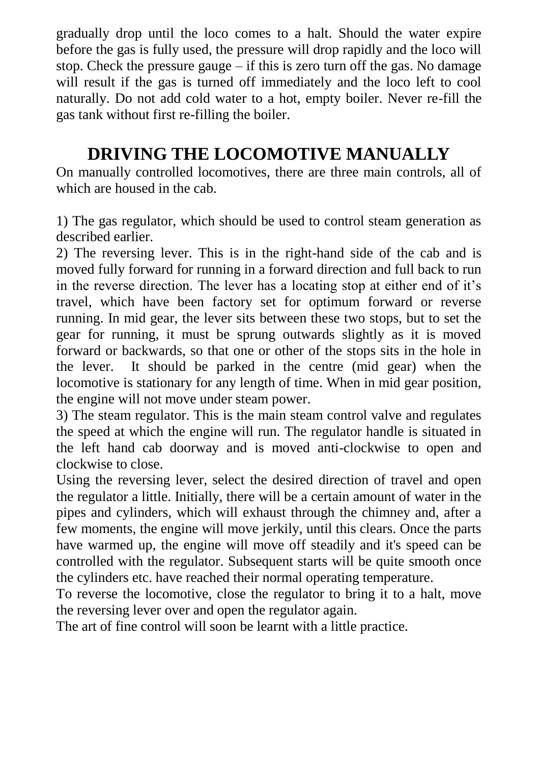gradually drop until the loco comes to a halt. Should the water expire before the gas is fully used, the pressure will drop rapidly and the loco will stop. Check the pressure gauge – if this is zero turn off the gas. No damage will result if the gas is turned off immediately and the loco left to cool naturally. Do not add cold water to a hot, empty boiler. Never re-fill the gas tank without first re-filling the boiler.

# DRIVING THE LOCOMOTIVE MANUALLY

On manually controlled locomotives, there are three main controls, all of which are housed in the cab.

1) The gas regulator, which should be used to control steam generation as described earlier.
2) The reversing lever. This is in the right-hand side of the cab and is moved fully forward for running in a forward direction and full back to run in the reverse direction. The lever has a locating stop at either end of it's travel, which have been factory set for optimum forward or reverse running. In mid gear, the lever sits between these two stops, but to set the gear for running, it must be sprung outwards slightly as it is moved forward or backwards, so that one or other of the stops sits in the hole in the lever. It should be parked in the centre (mid gear) when the locomotive is stationary for any length of time. When in mid gear position, the engine will not move under steam power.
3) The steam regulator. This is the main steam control valve and regulates the speed at which the engine will run. The regulator handle is situated in the left hand cab doorway and is moved anti-clockwise to open and clockwise to close.

Using the reversing lever, select the desired direction of travel and open the regulator a little. Initially, there will be a certain amount of water in the pipes and cylinders, which will exhaust through the chimney and, after a few moments, the engine will move jerkily, until this clears. Once the parts have warmed up, the engine will move off steadily and it's speed can be controlled with the regulator. Subsequent starts will be quite smooth once the cylinders etc. have reached their normal operating temperature.

To reverse the locomotive, close the regulator to bring it to a halt, move the reversing lever over and open the regulator again.

The art of fine control will soon be learnt with a little practice.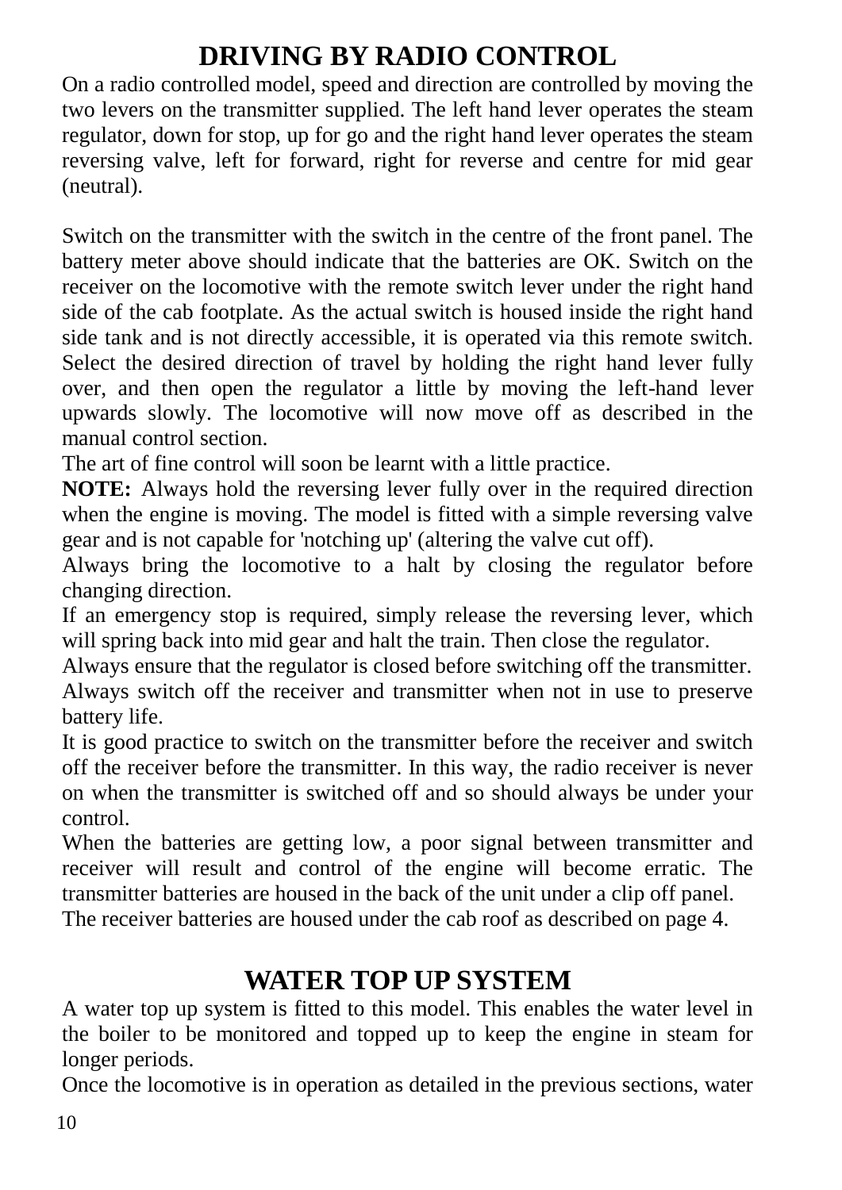# DRIVING BY RADIO CONTROL

On a radio controlled model, speed and direction are controlled by moving the two levers on the transmitter supplied. The left hand lever operates the steam regulator, down for stop, up for go and the right hand lever operates the steam reversing valve, left for forward, right for reverse and centre for mid gear (neutral).

Switch on the transmitter with the switch in the centre of the front panel. The battery meter above should indicate that the batteries are OK. Switch on the receiver on the locomotive with the remote switch lever under the right hand side of the cab footplate. As the actual switch is housed inside the right hand side tank and is not directly accessible, it is operated via this remote switch. Select the desired direction of travel by holding the right hand lever fully over, and then open the regulator a little by moving the left-hand lever upwards slowly. The locomotive will now move off as described in the manual control section.

The art of fine control will soon be learnt with a little practice.

**NOTE:** Always hold the reversing lever fully over in the required direction when the engine is moving. The model is fitted with a simple reversing valve gear and is not capable for 'notching up' (altering the valve cut off).

Always bring the locomotive to a halt by closing the regulator before changing direction.

If an emergency stop is required, simply release the reversing lever, which will spring back into mid gear and halt the train. Then close the regulator.

Always ensure that the regulator is closed before switching off the transmitter.

Always switch off the receiver and transmitter when not in use to preserve battery life.

It is good practice to switch on the transmitter before the receiver and switch off the receiver before the transmitter. In this way, the radio receiver is never on when the transmitter is switched off and so should always be under your control.

When the batteries are getting low, a poor signal between transmitter and receiver will result and control of the engine will become erratic. The transmitter batteries are housed in the back of the unit under a clip off panel.

The receiver batteries are housed under the cab roof as described on page 4.

# WATER TOP UP SYSTEM

A water top up system is fitted to this model. This enables the water level in the boiler to be monitored and topped up to keep the engine in steam for longer periods.

Once the locomotive is in operation as detailed in the previous sections, water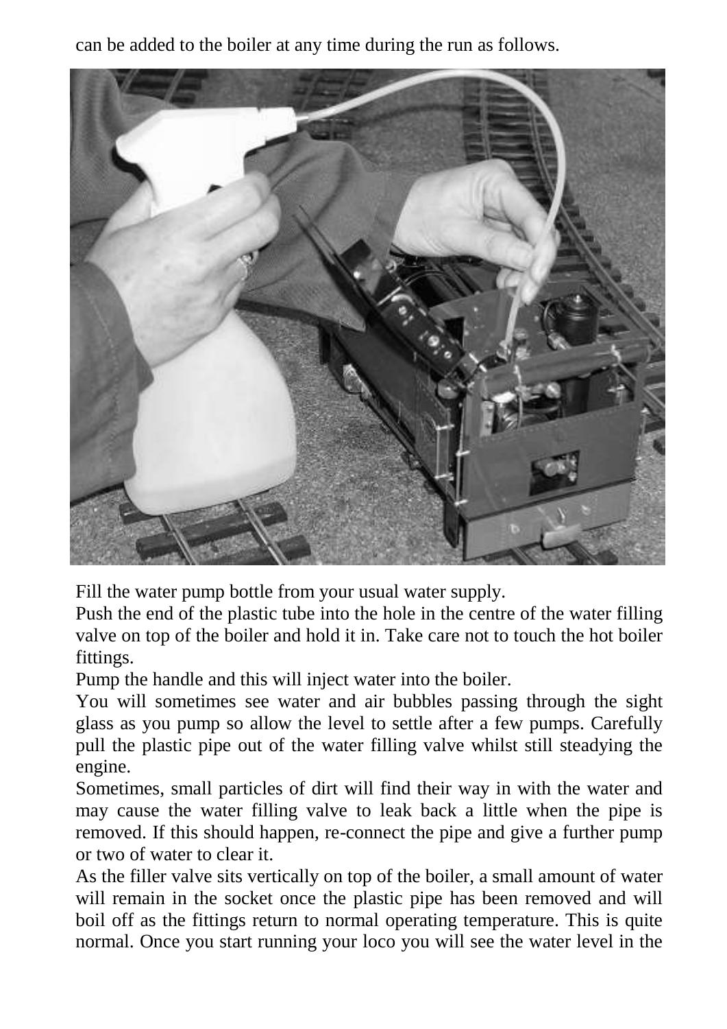can be added to the boiler at any time during the run as follows.

Fill the water pump bottle from your usual water supply.

Push the end of the plastic tube into the hole in the centre of the water filling valve on top of the boiler and hold it in. Take care not to touch the hot boiler fittings.

Pump the handle and this will inject water into the boiler.

You will sometimes see water and air bubbles passing through the sight glass as you pump so allow the level to settle after a few pumps. Carefully pull the plastic pipe out of the water filling valve whilst still steadying the engine.

Sometimes, small particles of dirt will find their way in with the water and may cause the water filling valve to leak back a little when the pipe is removed. If this should happen, re-connect the pipe and give a further pump or two of water to clear it.

As the filler valve sits vertically on top of the boiler, a small amount of water will remain in the socket once the plastic pipe has been removed and will boil off as the fittings return to normal operating temperature. This is quite normal. Once you start running your loco you will see the water level in the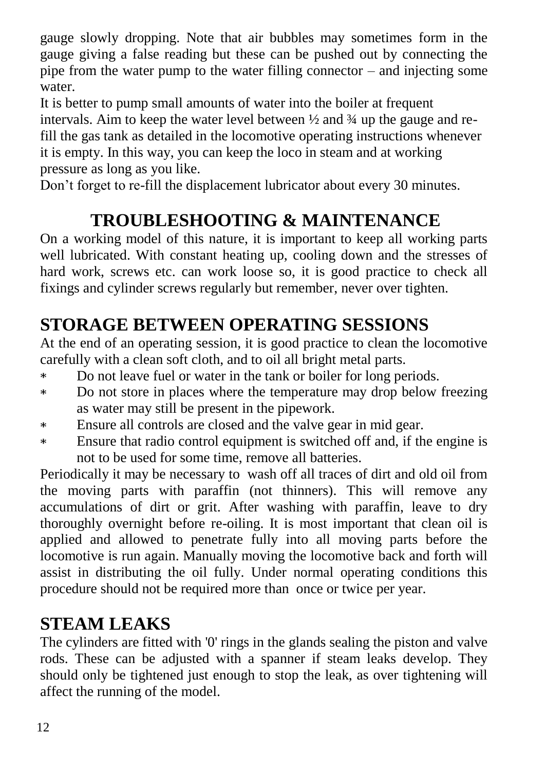gauge slowly dropping. Note that air bubbles may sometimes form in the gauge giving a false reading but these can be pushed out by connecting the pipe from the water pump to the water filling connector – and injecting some water.

It is better to pump small amounts of water into the boiler at frequent intervals. Aim to keep the water level between ½ and ¾ up the gauge and re-fill the gas tank as detailed in the locomotive operating instructions whenever it is empty. In this way, you can keep the loco in steam and at working pressure as long as you like.

Don't forget to re-fill the displacement lubricator about every 30 minutes.

## TROUBLESHOOTING & MAINTENANCE

On a working model of this nature, it is important to keep all working parts well lubricated. With constant heating up, cooling down and the stresses of hard work, screws etc. can work loose so, it is good practice to check all fixings and cylinder screws regularly but remember, never over tighten.

## STORAGE BETWEEN OPERATING SESSIONS

At the end of an operating session, it is good practice to clean the locomotive carefully with a clean soft cloth, and to oil all bright metal parts.

- Do not leave fuel or water in the tank or boiler for long periods.
- Do not store in places where the temperature may drop below freezing as water may still be present in the pipework.
- Ensure all controls are closed and the valve gear in mid gear.
- Ensure that radio control equipment is switched off and, if the engine is not to be used for some time, remove all batteries.

Periodically it may be necessary to wash off all traces of dirt and old oil from the moving parts with paraffin (not thinners). This will remove any accumulations of dirt or grit. After washing with paraffin, leave to dry thoroughly overnight before re-oiling. It is most important that clean oil is applied and allowed to penetrate fully into all moving parts before the locomotive is run again. Manually moving the locomotive back and forth will assist in distributing the oil fully. Under normal operating conditions this procedure should not be required more than once or twice per year.

## STEAM LEAKS

The cylinders are fitted with '0' rings in the glands sealing the piston and valve rods. These can be adjusted with a spanner if steam leaks develop. They should only be tightened just enough to stop the leak, as over tightening will affect the running of the model.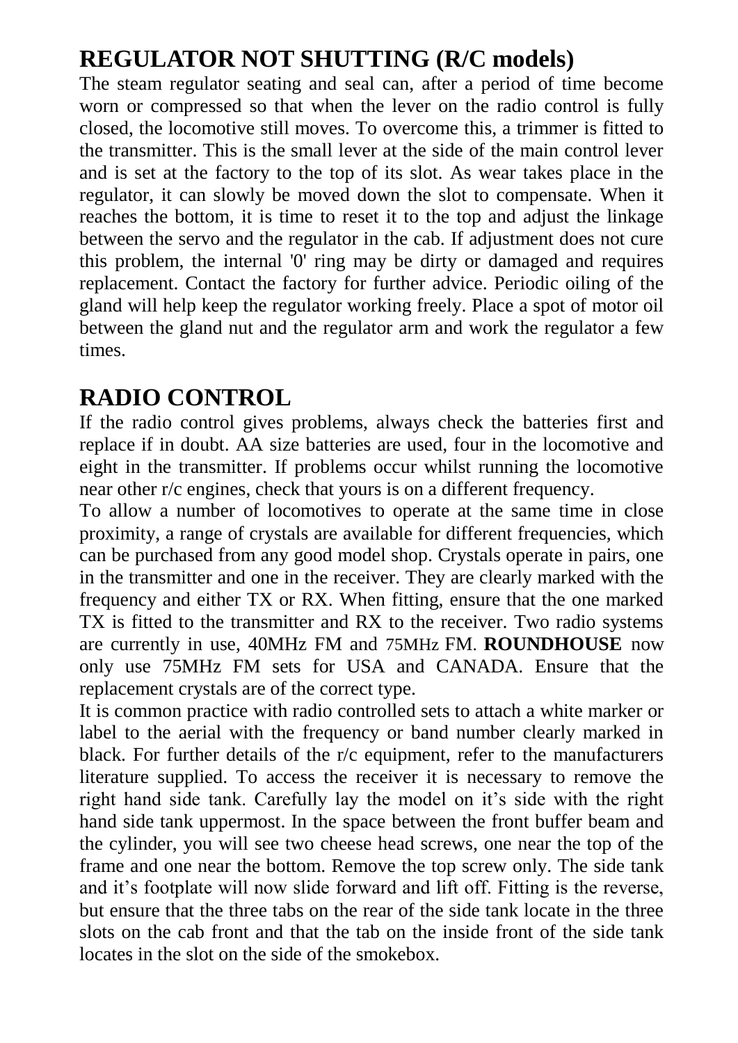## REGULATOR NOT SHUTTING (R/C models)

The steam regulator seating and seal can, after a period of time become worn or compressed so that when the lever on the radio control is fully closed, the locomotive still moves. To overcome this, a trimmer is fitted to the transmitter. This is the small lever at the side of the main control lever and is set at the factory to the top of its slot. As wear takes place in the regulator, it can slowly be moved down the slot to compensate. When it reaches the bottom, it is time to reset it to the top and adjust the linkage between the servo and the regulator in the cab. If adjustment does not cure this problem, the internal '0' ring may be dirty or damaged and requires replacement. Contact the factory for further advice. Periodic oiling of the gland will help keep the regulator working freely. Place a spot of motor oil between the gland nut and the regulator arm and work the regulator a few times.

## RADIO CONTROL

If the radio control gives problems, always check the batteries first and replace if in doubt. AA size batteries are used, four in the locomotive and eight in the transmitter. If problems occur whilst running the locomotive near other r/c engines, check that yours is on a different frequency.

To allow a number of locomotives to operate at the same time in close proximity, a range of crystals are available for different frequencies, which can be purchased from any good model shop. Crystals operate in pairs, one in the transmitter and one in the receiver. They are clearly marked with the frequency and either TX or RX. When fitting, ensure that the one marked TX is fitted to the transmitter and RX to the receiver. Two radio systems are currently in use, 40MHz FM and 75MHz FM. **ROUNDHOUSE** now only use 75MHz FM sets for USA and CANADA. Ensure that the replacement crystals are of the correct type.

It is common practice with radio controlled sets to attach a white marker or label to the aerial with the frequency or band number clearly marked in black. For further details of the r/c equipment, refer to the manufacturers literature supplied. To access the receiver it is necessary to remove the right hand side tank. Carefully lay the model on it's side with the right hand side tank uppermost. In the space between the front buffer beam and the cylinder, you will see two cheese head screws, one near the top of the frame and one near the bottom. Remove the top screw only. The side tank and it's footplate will now slide forward and lift off. Fitting is the reverse, but ensure that the three tabs on the rear of the side tank locate in the three slots on the cab front and that the tab on the inside front of the side tank locates in the slot on the side of the smokebox.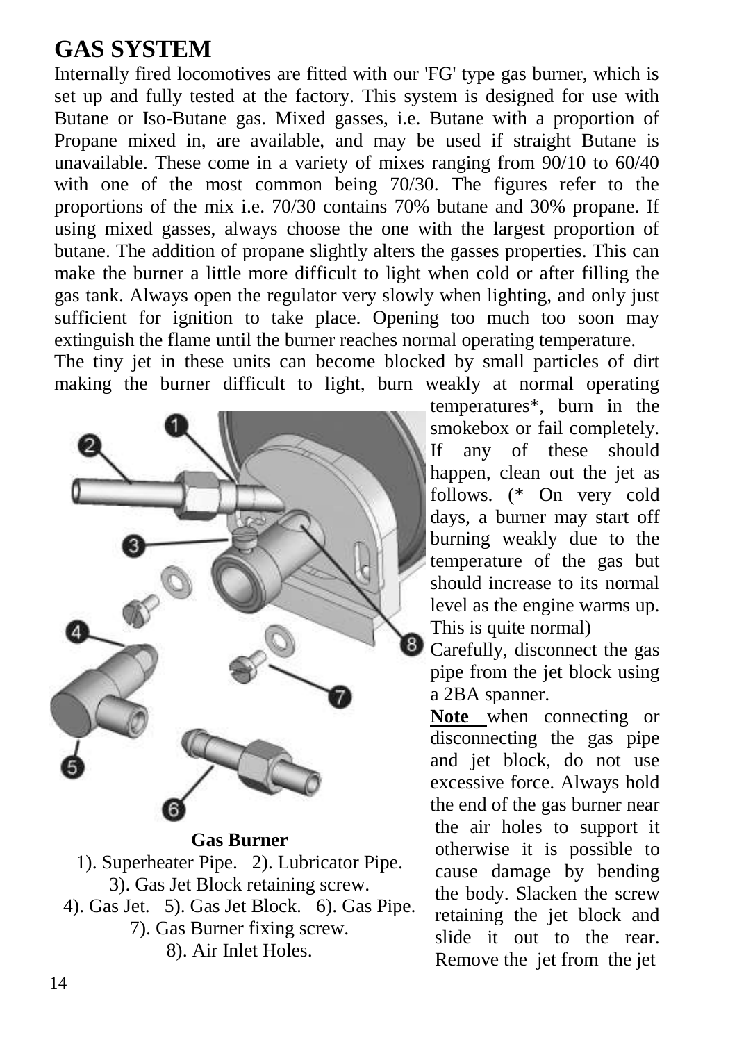# GAS SYSTEM

Internally fired locomotives are fitted with our 'FG' type gas burner, which is set up and fully tested at the factory. This system is designed for use with Butane or Iso-Butane gas. Mixed gasses, i.e. Butane with a proportion of Propane mixed in, are available, and may be used if straight Butane is unavailable. These come in a variety of mixes ranging from 90/10 to 60/40 with one of the most common being 70/30. The figures refer to the proportions of the mix i.e. 70/30 contains 70% butane and 30% propane. If using mixed gasses, always choose the one with the largest proportion of butane. The addition of propane slightly alters the gasses properties. This can make the burner a little more difficult to light when cold or after filling the gas tank. Always open the regulator very slowly when lighting, and only just sufficient for ignition to take place. Opening too much too soon may extinguish the flame until the burner reaches normal operating temperature.

The tiny jet in these units can become blocked by small particles of dirt making the burner difficult to light, burn weakly at normal operating temperatures*, burn in the smokebox or fail completely. If any of these should happen, clean out the jet as follows. (* On very cold days, a burner may start off burning weakly due to the temperature of the gas but should increase to its normal level as the engine warms up. This is quite normal)

**Gas Burner**

1). Superheater Pipe. 2). Lubricator Pipe.
3). Gas Jet Block retaining screw.
4). Gas Jet. 5). Gas Jet Block. 6). Gas Pipe.
7). Gas Burner fixing screw.
8). Air Inlet Holes.

Carefully, disconnect the gas pipe from the jet block using a 2BA spanner.

**Note** when connecting or disconnecting the gas pipe and jet block, do not use excessive force. Always hold the end of the gas burner near the air holes to support it otherwise it is possible to cause damage by bending the body. Slacken the screw retaining the jet block and slide it out to the rear. Remove the jet from the jet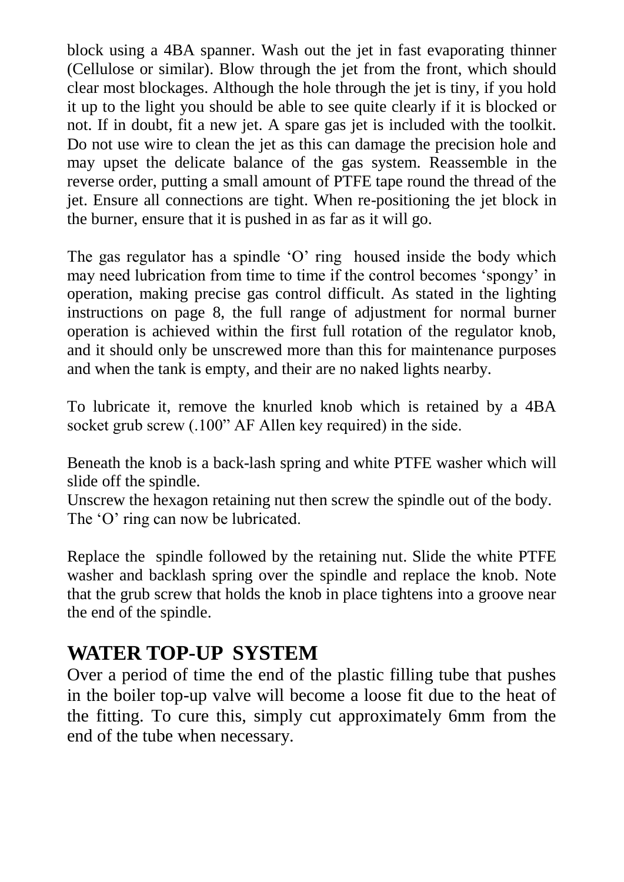block using a 4BA spanner. Wash out the jet in fast evaporating thinner (Cellulose or similar). Blow through the jet from the front, which should clear most blockages. Although the hole through the jet is tiny, if you hold it up to the light you should be able to see quite clearly if it is blocked or not. If in doubt, fit a new jet. A spare gas jet is included with the toolkit. Do not use wire to clean the jet as this can damage the precision hole and may upset the delicate balance of the gas system. Reassemble in the reverse order, putting a small amount of PTFE tape round the thread of the jet. Ensure all connections are tight. When re-positioning the jet block in the burner, ensure that it is pushed in as far as it will go.

The gas regulator has a spindle 'O' ring housed inside the body which may need lubrication from time to time if the control becomes 'spongy' in operation, making precise gas control difficult. As stated in the lighting instructions on page 8, the full range of adjustment for normal burner operation is achieved within the first full rotation of the regulator knob, and it should only be unscrewed more than this for maintenance purposes and when the tank is empty, and their are no naked lights nearby.

To lubricate it, remove the knurled knob which is retained by a 4BA socket grub screw (.100" AF Allen key required) in the side.

Beneath the knob is a back-lash spring and white PTFE washer which will slide off the spindle.
Unscrew the hexagon retaining nut then screw the spindle out of the body.
The 'O' ring can now be lubricated.

Replace the spindle followed by the retaining nut. Slide the white PTFE washer and backlash spring over the spindle and replace the knob. Note that the grub screw that holds the knob in place tightens into a groove near the end of the spindle.

## WATER TOP-UP SYSTEM

Over a period of time the end of the plastic filling tube that pushes in the boiler top-up valve will become a loose fit due to the heat of the fitting. To cure this, simply cut approximately 6mm from the end of the tube when necessary.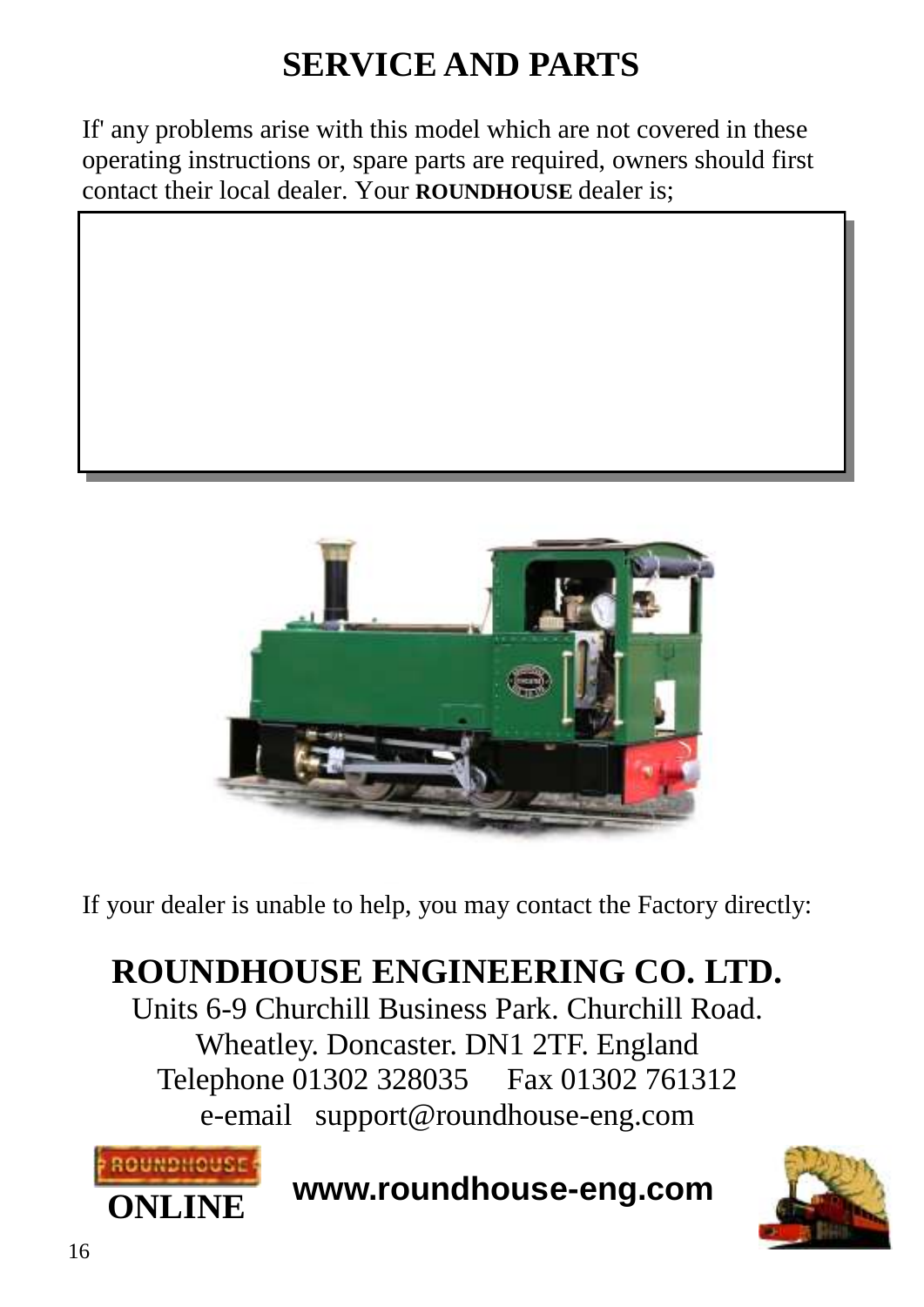# SERVICE AND PARTS

If' any problems arise with this model which are not covered in these operating instructions or, spare parts are required, owners should first contact their local dealer. Your **ROUNDHOUSE** dealer is;

If your dealer is unable to help, you may contact the Factory directly:

**ROUNDHOUSE ENGINEERING CO. LTD.**

Units 6-9 Churchill Business Park. Churchill Road.
Wheatley. Doncaster. DN1 2TF. England
Telephone 01302 328035 Fax 01302 761312
e-email support@roundhouse-eng.com

ROUNDHOUSE ONLINE

**www.roundhouse-eng.com**